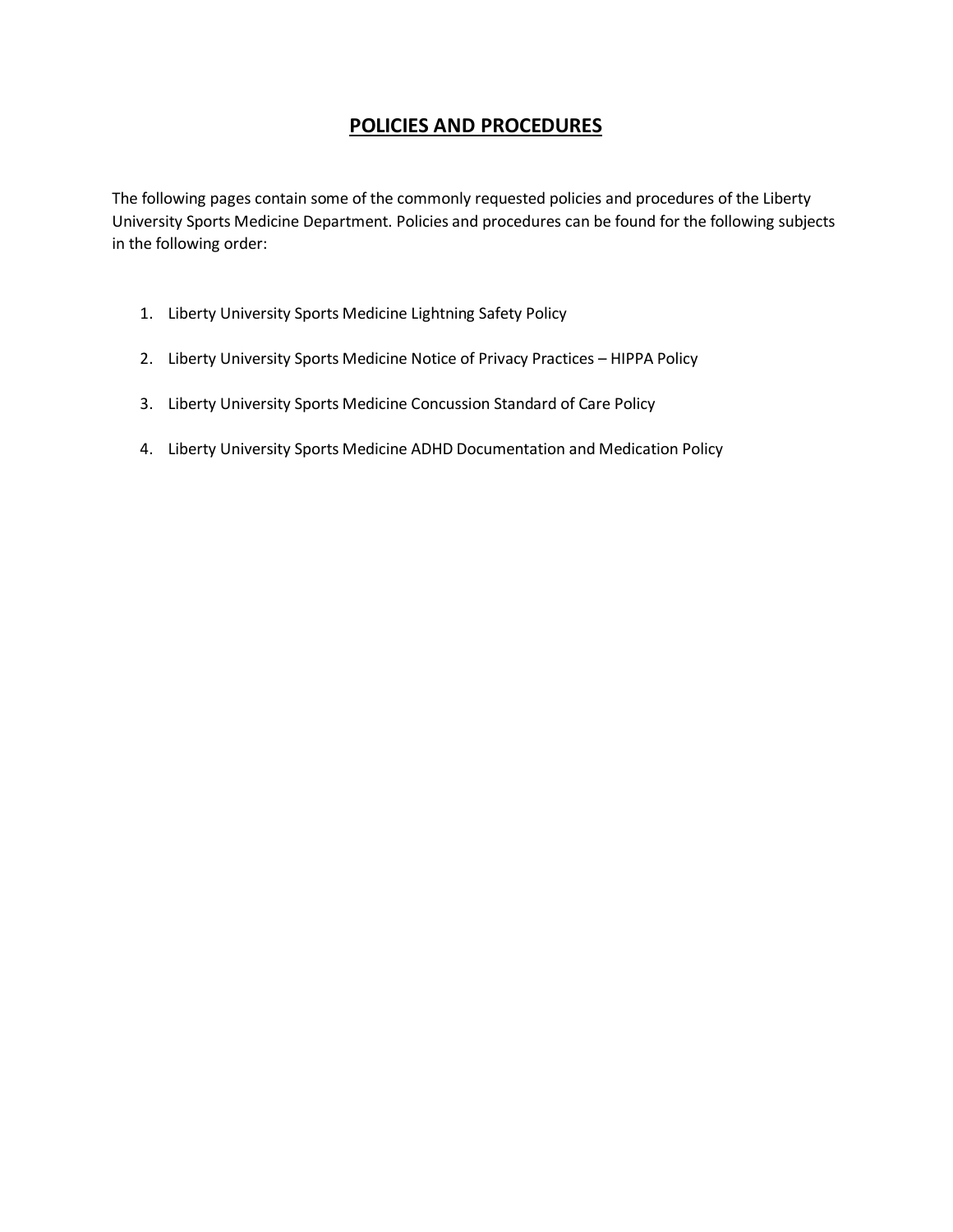# POLICIES AND PROCEDURES

The following pages contain some of the commonly requested policies and procedures of the Liberty University Sports Medicine Department. Policies and procedures can be found for the following subjects in the following order:

1. Liberty University Sports Medicine Lightning Safety Policy
2. Liberty University Sports Medicine Notice of Privacy Practices – HIPPA Policy
3. Liberty University Sports Medicine Concussion Standard of Care Policy
4. Liberty University Sports Medicine ADHD Documentation and Medication Policy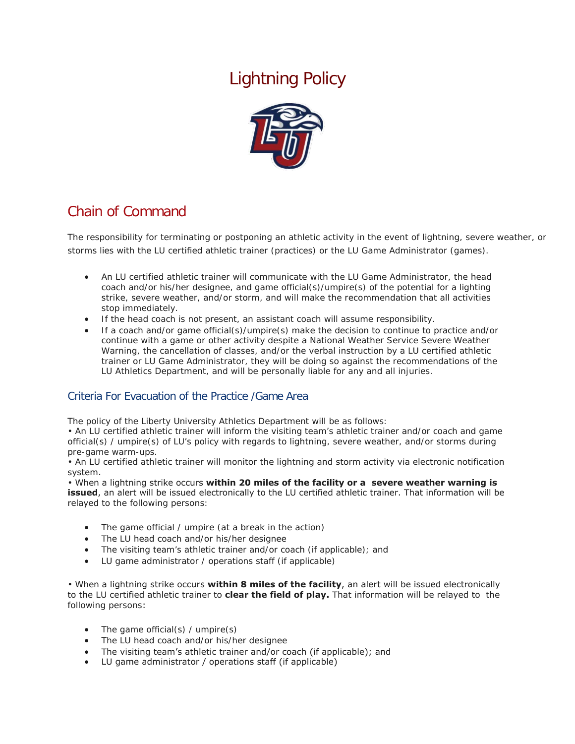# Lightning Policy

## Chain of Command

The responsibility for terminating or postponing an athletic activity in the event of lightning, severe weather, or storms lies with the LU certified athletic trainer (practices) or the LU Game Administrator (games).

- An LU certified athletic trainer will communicate with the LU Game Administrator, the head coach and/or his/her designee, and game official(s)/umpire(s) of the potential for a lighting strike, severe weather, and/or storm, and will make the recommendation that all activities stop immediately.
- If the head coach is not present, an assistant coach will assume responsibility.
- If a coach and/or game official(s)/umpire(s) make the decision to continue to practice and/or continue with a game or other activity despite a National Weather Service Severe Weather Warning, the cancellation of classes, and/or the verbal instruction by a LU certified athletic trainer or LU Game Administrator, they will be doing so against the recommendations of the LU Athletics Department, and will be personally liable for any and all injuries.

### Criteria For Evacuation of the Practice /Game Area

The policy of the Liberty University Athletics Department will be as follows:

• An LU certified athletic trainer will inform the visiting team's athletic trainer and/or coach and game official(s) / umpire(s) of LU's policy with regards to lightning, severe weather, and/or storms during pre-game warm-ups.

• An LU certified athletic trainer will monitor the lightning and storm activity via electronic notification system.

• When a lightning strike occurs **within 20 miles of the facility or a severe weather warning is issued**, an alert will be issued electronically to the LU certified athletic trainer. That information will be relayed to the following persons:

- The game official / umpire (at a break in the action)
- The LU head coach and/or his/her designee
- The visiting team's athletic trainer and/or coach (if applicable); and
- LU game administrator / operations staff (if applicable)

• When a lightning strike occurs **within 8 miles of the facility**, an alert will be issued electronically to the LU certified athletic trainer to **clear the field of play.** That information will be relayed to the following persons:

- The game official(s) / umpire(s)
- The LU head coach and/or his/her designee
- The visiting team's athletic trainer and/or coach (if applicable); and
- LU game administrator / operations staff (if applicable)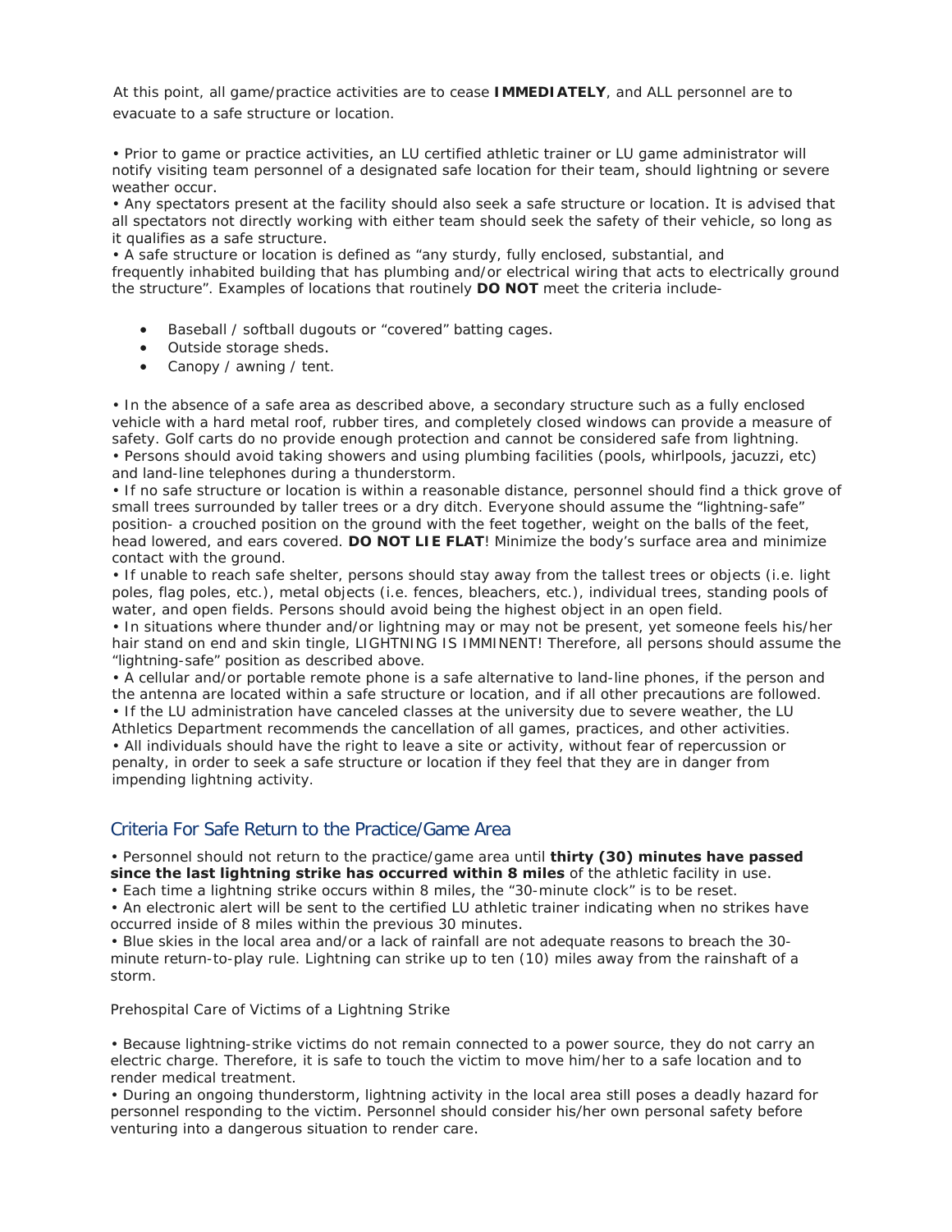At this point, all game/practice activities are to cease **IMMEDIATELY**, and ALL personnel are to evacuate to a safe structure or location.

• Prior to game or practice activities, an LU certified athletic trainer or LU game administrator will notify visiting team personnel of a designated safe location for their team, should lightning or severe weather occur.
• Any spectators present at the facility should also seek a safe structure or location. It is advised that all spectators not directly working with either team should seek the safety of their vehicle, so long as it qualifies as a safe structure.
• A safe structure or location is defined as "any sturdy, fully enclosed, substantial, and frequently inhabited building that has plumbing and/or electrical wiring that acts to electrically ground the structure". Examples of locations that routinely **DO NOT** meet the criteria include-

- Baseball / softball dugouts or "covered" batting cages.
- Outside storage sheds.
- Canopy / awning / tent.

• In the absence of a safe area as described above, a secondary structure such as a fully enclosed vehicle with a hard metal roof, rubber tires, and completely closed windows can provide a measure of safety. Golf carts do no provide enough protection and cannot be considered safe from lightning.
• Persons should avoid taking showers and using plumbing facilities (pools, whirlpools, jacuzzi, etc) and land-line telephones during a thunderstorm.
• If no safe structure or location is within a reasonable distance, personnel should find a thick grove of small trees surrounded by taller trees or a dry ditch. Everyone should assume the "lightning-safe" position- a crouched position on the ground with the feet together, weight on the balls of the feet, head lowered, and ears covered. **DO NOT LIE FLAT**! Minimize the body's surface area and minimize contact with the ground.
• If unable to reach safe shelter, persons should stay away from the tallest trees or objects (i.e. light poles, flag poles, etc.), metal objects (i.e. fences, bleachers, etc.), individual trees, standing pools of water, and open fields. Persons should avoid being the highest object in an open field.
• In situations where thunder and/or lightning may or may not be present, yet someone feels his/her hair stand on end and skin tingle, LIGHTNING IS IMMINENT! Therefore, all persons should assume the "lightning-safe" position as described above.
• A cellular and/or portable remote phone is a safe alternative to land-line phones, if the person and the antenna are located within a safe structure or location, and if all other precautions are followed.
• If the LU administration have canceled classes at the university due to severe weather, the LU Athletics Department recommends the cancellation of all games, practices, and other activities.
• All individuals should have the right to leave a site or activity, without fear of repercussion or penalty, in order to seek a safe structure or location if they feel that they are in danger from impending lightning activity.

## Criteria For Safe Return to the Practice/Game Area

• Personnel should not return to the practice/game area until **thirty (30) minutes have passed since the last lightning strike has occurred within 8 miles** of the athletic facility in use.
• Each time a lightning strike occurs within 8 miles, the "30-minute clock" is to be reset.
• An electronic alert will be sent to the certified LU athletic trainer indicating when no strikes have occurred inside of 8 miles within the previous 30 minutes.
• Blue skies in the local area and/or a lack of rainfall are not adequate reasons to breach the 30-minute return-to-play rule. Lightning can strike up to ten (10) miles away from the rainshaft of a storm.

Prehospital Care of Victims of a Lightning Strike

• Because lightning-strike victims do not remain connected to a power source, they do not carry an electric charge. Therefore, it is safe to touch the victim to move him/her to a safe location and to render medical treatment.
• During an ongoing thunderstorm, lightning activity in the local area still poses a deadly hazard for personnel responding to the victim. Personnel should consider his/her own personal safety before venturing into a dangerous situation to render care.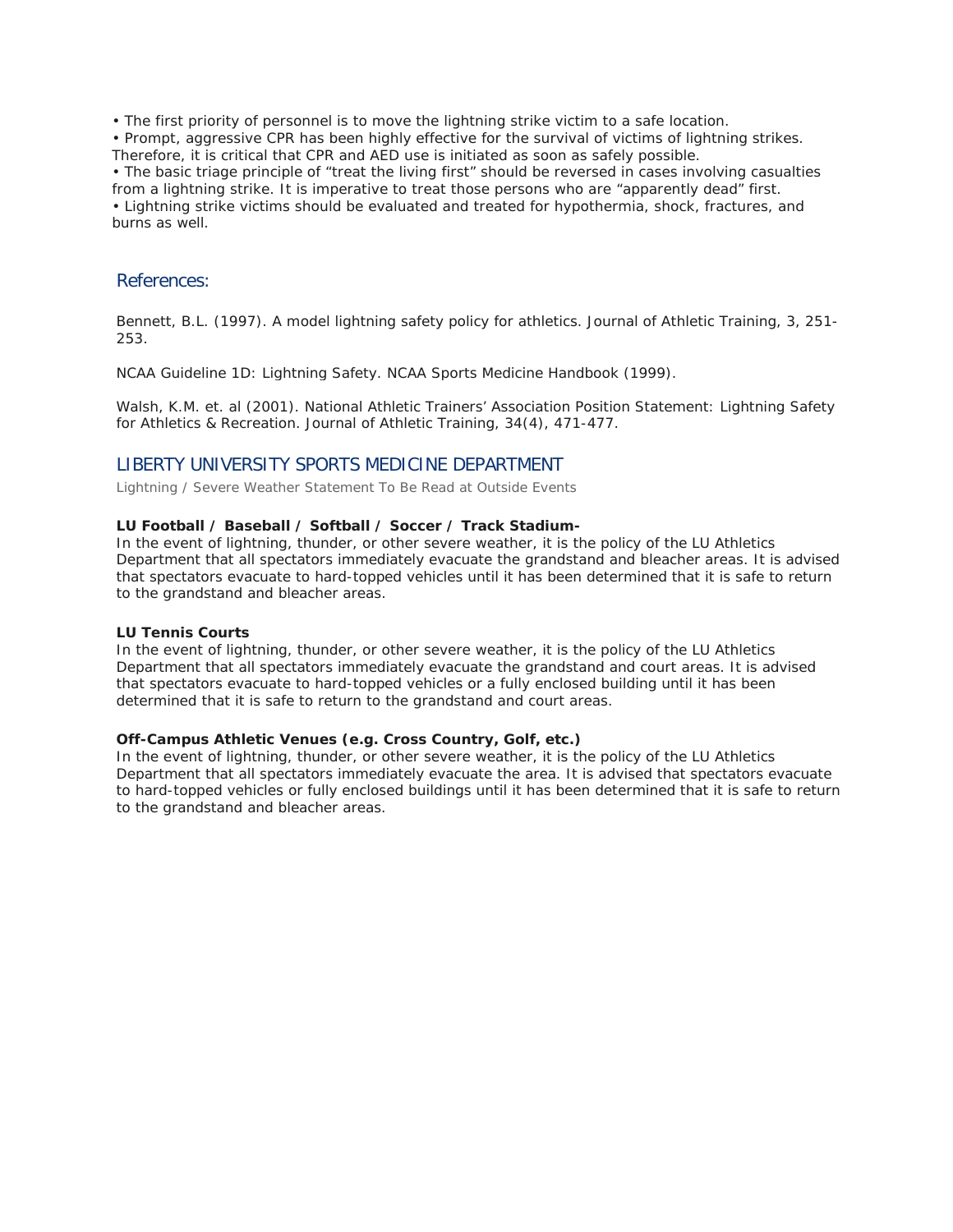- The first priority of personnel is to move the lightning strike victim to a safe location.
- Prompt, aggressive CPR has been highly effective for the survival of victims of lightning strikes. Therefore, it is critical that CPR and AED use is initiated as soon as safely possible.
- The basic triage principle of “treat the living first” should be reversed in cases involving casualties from a lightning strike. It is imperative to treat those persons who are “apparently dead” first.
- Lightning strike victims should be evaluated and treated for hypothermia, shock, fractures, and burns as well.

## References:

Bennett, B.L. (1997). A model lightning safety policy for athletics. Journal of Athletic Training, 3, 251-253.

NCAA Guideline 1D: Lightning Safety. NCAA Sports Medicine Handbook (1999).

Walsh, K.M. et. al (2001). National Athletic Trainers’ Association Position Statement: Lightning Safety for Athletics & Recreation. Journal of Athletic Training, 34(4), 471-477.

## LIBERTY UNIVERSITY SPORTS MEDICINE DEPARTMENT

Lightning / Severe Weather Statement To Be Read at Outside Events

**LU Football / Baseball / Softball / Soccer / Track Stadium-**
In the event of lightning, thunder, or other severe weather, it is the policy of the LU Athletics Department that all spectators immediately evacuate the grandstand and bleacher areas. It is advised that spectators evacuate to hard-topped vehicles until it has been determined that it is safe to return to the grandstand and bleacher areas.

**LU Tennis Courts**
In the event of lightning, thunder, or other severe weather, it is the policy of the LU Athletics Department that all spectators immediately evacuate the grandstand and court areas. It is advised that spectators evacuate to hard-topped vehicles or a fully enclosed building until it has been determined that it is safe to return to the grandstand and court areas.

**Off-Campus Athletic Venues (e.g. Cross Country, Golf, etc.)**
In the event of lightning, thunder, or other severe weather, it is the policy of the LU Athletics Department that all spectators immediately evacuate the area. It is advised that spectators evacuate to hard-topped vehicles or fully enclosed buildings until it has been determined that it is safe to return to the grandstand and bleacher areas.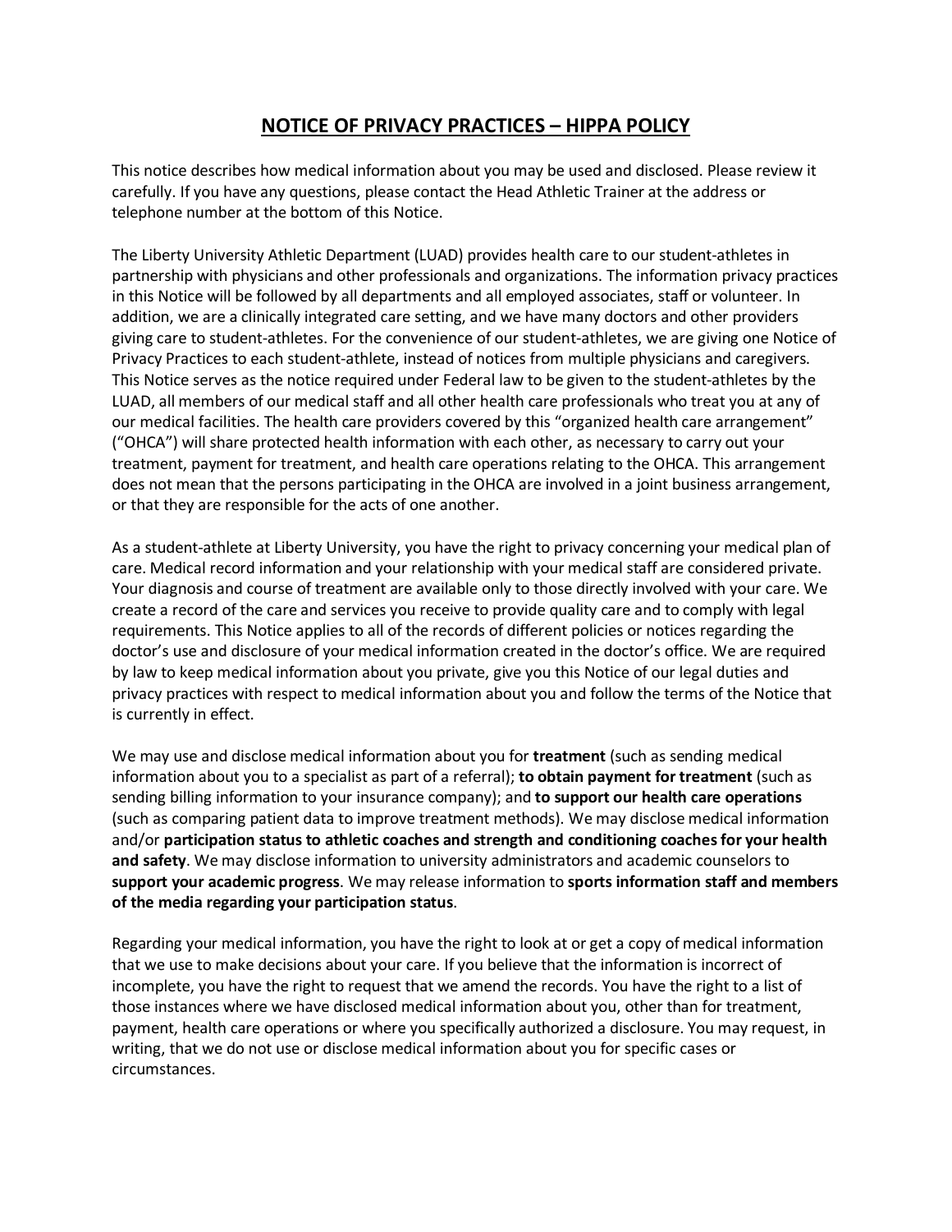# NOTICE OF PRIVACY PRACTICES – HIPPA POLICY

This notice describes how medical information about you may be used and disclosed. Please review it carefully. If you have any questions, please contact the Head Athletic Trainer at the address or telephone number at the bottom of this Notice.

The Liberty University Athletic Department (LUAD) provides health care to our student-athletes in partnership with physicians and other professionals and organizations. The information privacy practices in this Notice will be followed by all departments and all employed associates, staff or volunteer. In addition, we are a clinically integrated care setting, and we have many doctors and other providers giving care to student-athletes. For the convenience of our student-athletes, we are giving one Notice of Privacy Practices to each student-athlete, instead of notices from multiple physicians and caregivers. This Notice serves as the notice required under Federal law to be given to the student-athletes by the LUAD, all members of our medical staff and all other health care professionals who treat you at any of our medical facilities. The health care providers covered by this "organized health care arrangement" ("OHCA") will share protected health information with each other, as necessary to carry out your treatment, payment for treatment, and health care operations relating to the OHCA. This arrangement does not mean that the persons participating in the OHCA are involved in a joint business arrangement, or that they are responsible for the acts of one another.

As a student-athlete at Liberty University, you have the right to privacy concerning your medical plan of care. Medical record information and your relationship with your medical staff are considered private. Your diagnosis and course of treatment are available only to those directly involved with your care. We create a record of the care and services you receive to provide quality care and to comply with legal requirements. This Notice applies to all of the records of different policies or notices regarding the doctor's use and disclosure of your medical information created in the doctor's office. We are required by law to keep medical information about you private, give you this Notice of our legal duties and privacy practices with respect to medical information about you and follow the terms of the Notice that is currently in effect.

We may use and disclose medical information about you for **treatment** (such as sending medical information about you to a specialist as part of a referral); **to obtain payment for treatment** (such as sending billing information to your insurance company); and **to support our health care operations** (such as comparing patient data to improve treatment methods). We may disclose medical information and/or **participation status to athletic coaches and strength and conditioning coaches for your health and safety**. We may disclose information to university administrators and academic counselors to **support your academic progress**. We may release information to **sports information staff and members of the media regarding your participation status**.

Regarding your medical information, you have the right to look at or get a copy of medical information that we use to make decisions about your care. If you believe that the information is incorrect of incomplete, you have the right to request that we amend the records. You have the right to a list of those instances where we have disclosed medical information about you, other than for treatment, payment, health care operations or where you specifically authorized a disclosure. You may request, in writing, that we do not use or disclose medical information about you for specific cases or circumstances.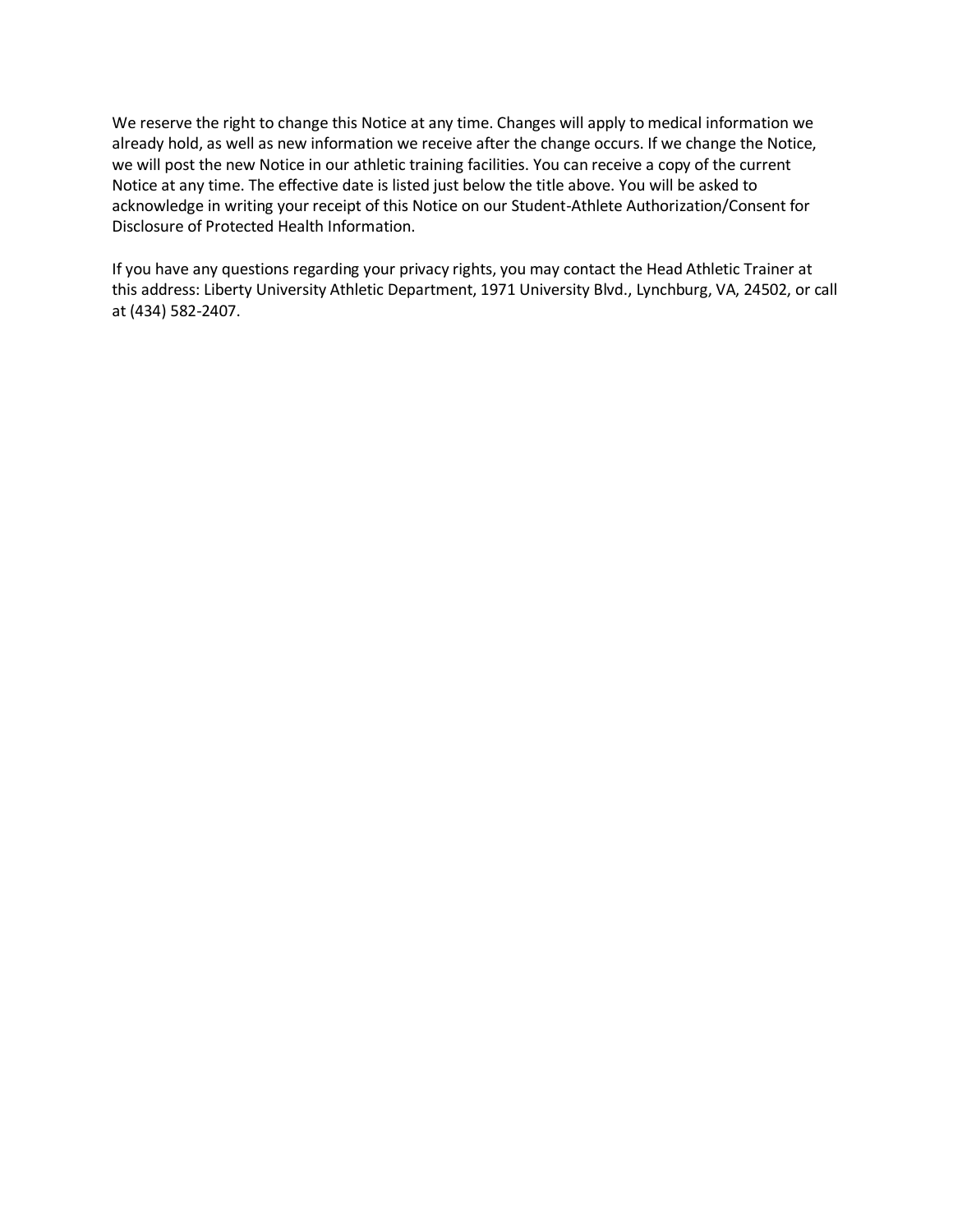We reserve the right to change this Notice at any time. Changes will apply to medical information we already hold, as well as new information we receive after the change occurs. If we change the Notice, we will post the new Notice in our athletic training facilities. You can receive a copy of the current Notice at any time. The effective date is listed just below the title above. You will be asked to acknowledge in writing your receipt of this Notice on our Student-Athlete Authorization/Consent for Disclosure of Protected Health Information.

If you have any questions regarding your privacy rights, you may contact the Head Athletic Trainer at this address: Liberty University Athletic Department, 1971 University Blvd., Lynchburg, VA, 24502, or call at (434) 582-2407.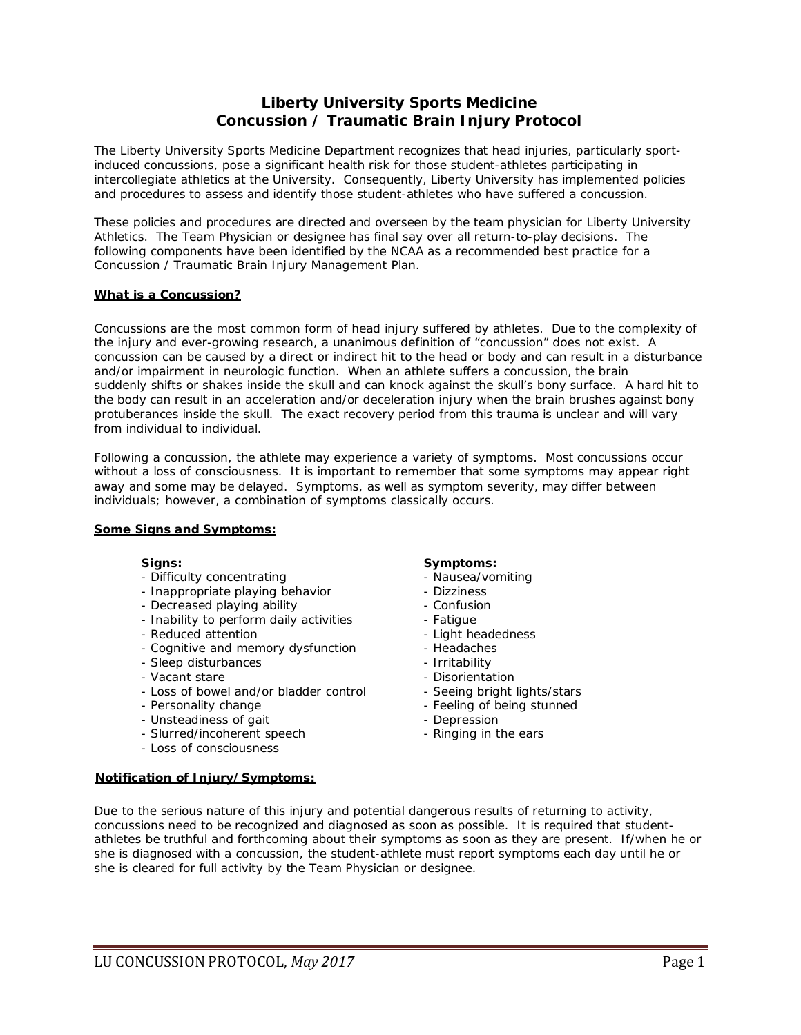# Liberty University Sports Medicine
# Concussion / Traumatic Brain Injury Protocol

The Liberty University Sports Medicine Department recognizes that head injuries, particularly sport-induced concussions, pose a significant health risk for those student-athletes participating in intercollegiate athletics at the University. Consequently, Liberty University has implemented policies and procedures to assess and identify those student-athletes who have suffered a concussion.

These policies and procedures are directed and overseen by the team physician for Liberty University Athletics. The Team Physician or designee has final say over all return-to-play decisions. The following components have been identified by the NCAA as a recommended best practice for a Concussion / Traumatic Brain Injury Management Plan.

**What is a Concussion?**

Concussions are the most common form of head injury suffered by athletes. Due to the complexity of the injury and ever-growing research, a unanimous definition of "concussion" does not exist. A concussion can be caused by a direct or indirect hit to the head or body and can result in a disturbance and/or impairment in neurologic function. When an athlete suffers a concussion, the brain suddenly shifts or shakes inside the skull and can knock against the skull's bony surface. A hard hit to the body can result in an acceleration and/or deceleration injury when the brain brushes against bony protuberances inside the skull. The exact recovery period from this trauma is unclear and will vary from individual to individual.

Following a concussion, the athlete may experience a variety of symptoms. Most concussions occur without a loss of consciousness. It is important to remember that some symptoms may appear right away and some may be delayed. Symptoms, as well as symptom severity, may differ between individuals; however, a combination of symptoms classically occurs.

**Some Signs and Symptoms:**

**Signs:**
- Difficulty concentrating
- Inappropriate playing behavior
- Decreased playing ability
- Inability to perform daily activities
- Reduced attention
- Cognitive and memory dysfunction
- Sleep disturbances
- Vacant stare
- Loss of bowel and/or bladder control
- Personality change
- Unsteadiness of gait
- Slurred/incoherent speech
- Loss of consciousness

**Symptoms:**
- Nausea/vomiting
- Dizziness
- Confusion
- Fatigue
- Light headedness
- Headaches
- Irritability
- Disorientation
- Seeing bright lights/stars
- Feeling of being stunned
- Depression
- Ringing in the ears

**Notification of Injury/Symptoms:**

Due to the serious nature of this injury and potential dangerous results of returning to activity, concussions need to be recognized and diagnosed as soon as possible. It is required that student-athletes be truthful and forthcoming about their symptoms as soon as they are present. If/when he or she is diagnosed with a concussion, the student-athlete must report symptoms each day until he or she is cleared for full activity by the Team Physician or designee.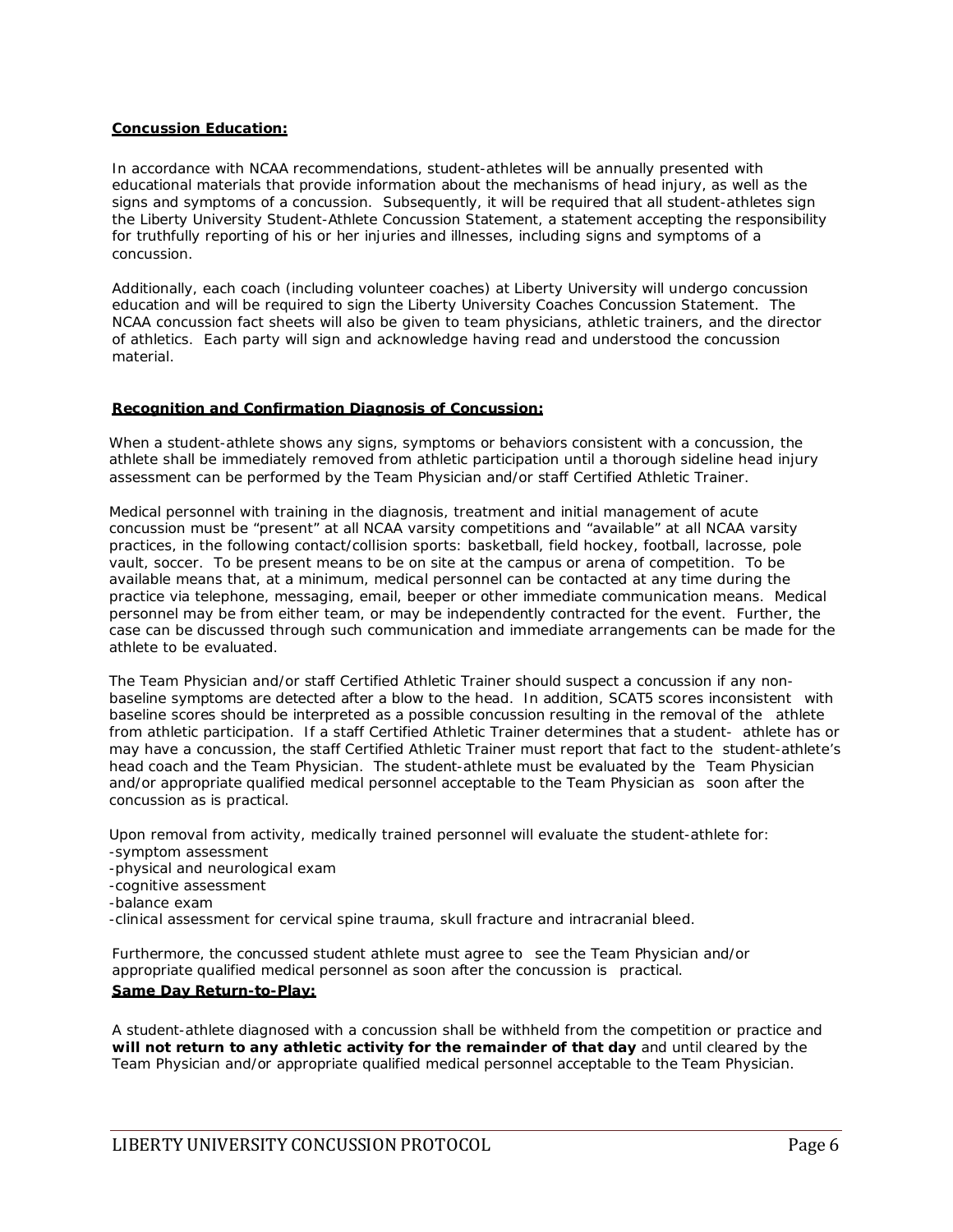**Concussion Education:**

In accordance with NCAA recommendations, student-athletes will be annually presented with educational materials that provide information about the mechanisms of head injury, as well as the signs and symptoms of a concussion. Subsequently, it will be required that all student-athletes sign the Liberty University Student-Athlete Concussion Statement, a statement accepting the responsibility for truthfully reporting of his or her injuries and illnesses, including signs and symptoms of a concussion.

Additionally, each coach (including volunteer coaches) at Liberty University will undergo concussion education and will be required to sign the Liberty University Coaches Concussion Statement. The NCAA concussion fact sheets will also be given to team physicians, athletic trainers, and the director of athletics. Each party will sign and acknowledge having read and understood the concussion material.

**Recognition and Confirmation Diagnosis of Concussion:**

When a student-athlete shows any signs, symptoms or behaviors consistent with a concussion, the athlete shall be immediately removed from athletic participation until a thorough sideline head injury assessment can be performed by the Team Physician and/or staff Certified Athletic Trainer.

Medical personnel with training in the diagnosis, treatment and initial management of acute concussion must be "present" at all NCAA varsity competitions and "available" at all NCAA varsity practices, in the following contact/collision sports: basketball, field hockey, football, lacrosse, pole vault, soccer. To be present means to be on site at the campus or arena of competition. To be available means that, at a minimum, medical personnel can be contacted at any time during the practice via telephone, messaging, email, beeper or other immediate communication means. Medical personnel may be from either team, or may be independently contracted for the event. Further, the case can be discussed through such communication and immediate arrangements can be made for the athlete to be evaluated.

The Team Physician and/or staff Certified Athletic Trainer should suspect a concussion if any non-baseline symptoms are detected after a blow to the head. In addition, SCAT5 scores inconsistent with baseline scores should be interpreted as a possible concussion resulting in the removal of the athlete from athletic participation. If a staff Certified Athletic Trainer determines that a student- athlete has or may have a concussion, the staff Certified Athletic Trainer must report that fact to the student-athlete's head coach and the Team Physician. The student-athlete must be evaluated by the Team Physician and/or appropriate qualified medical personnel acceptable to the Team Physician as soon after the concussion as is practical.

Upon removal from activity, medically trained personnel will evaluate the student-athlete for:

- symptom assessment
- physical and neurological exam
- cognitive assessment
- balance exam
- clinical assessment for cervical spine trauma, skull fracture and intracranial bleed.

Furthermore, the concussed student athlete must agree to see the Team Physician and/or appropriate qualified medical personnel as soon after the concussion is practical.

**Same Day Return-to-Play:**

A student-athlete diagnosed with a concussion shall be withheld from the competition or practice and **will not return to any athletic activity for the remainder of that day** and until cleared by the Team Physician and/or appropriate qualified medical personnel acceptable to the Team Physician.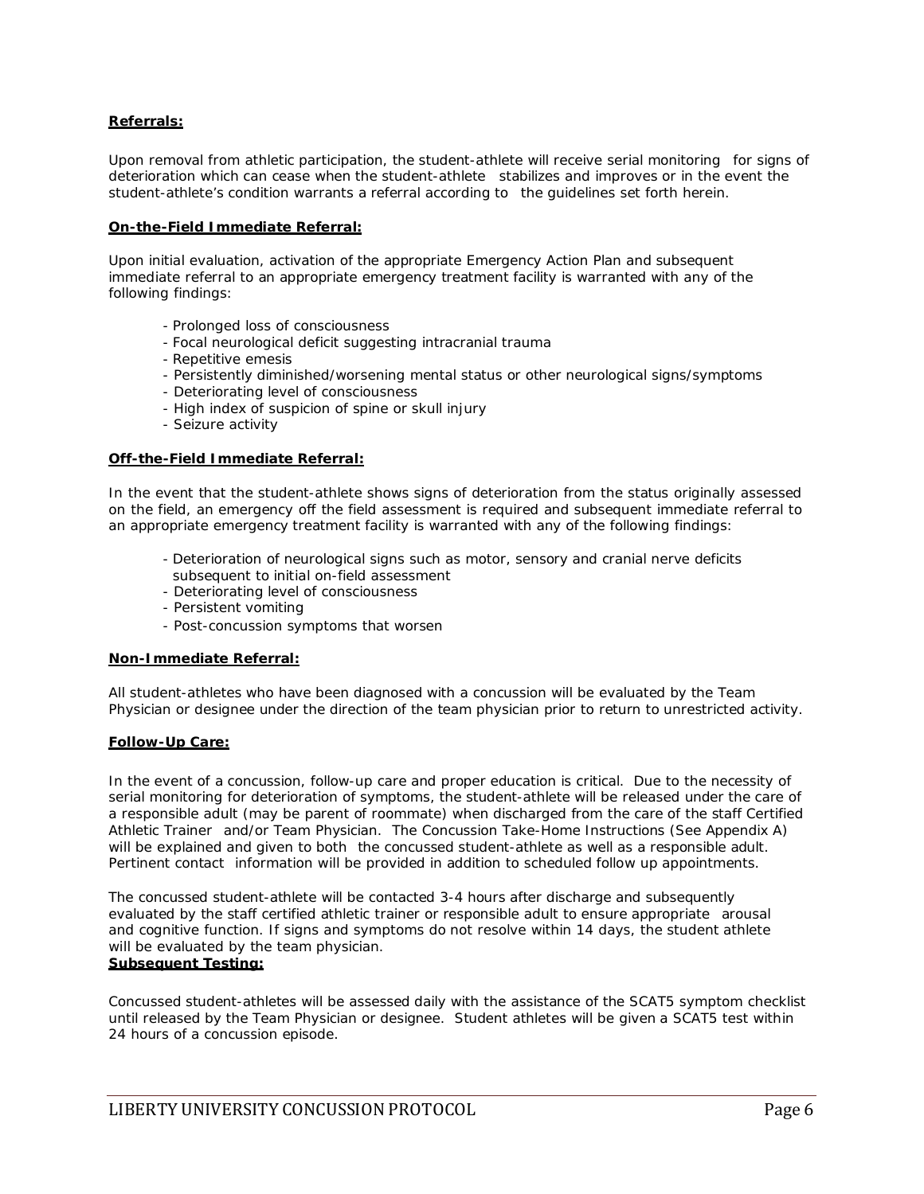**Referrals:**

Upon removal from athletic participation, the student-athlete will receive serial monitoring for signs of deterioration which can cease when the student-athlete stabilizes and improves or in the event the student-athlete's condition warrants a referral according to the guidelines set forth herein.

**On-the-Field Immediate Referral:**

Upon initial evaluation, activation of the appropriate Emergency Action Plan and subsequent immediate referral to an appropriate emergency treatment facility is warranted with any of the following findings:

- Prolonged loss of consciousness
- Focal neurological deficit suggesting intracranial trauma
- Repetitive emesis
- Persistently diminished/worsening mental status or other neurological signs/symptoms
- Deteriorating level of consciousness
- High index of suspicion of spine or skull injury
- Seizure activity

**Off-the-Field Immediate Referral:**

In the event that the student-athlete shows signs of deterioration from the status originally assessed on the field, an emergency off the field assessment is required and subsequent immediate referral to an appropriate emergency treatment facility is warranted with any of the following findings:

- Deterioration of neurological signs such as motor, sensory and cranial nerve deficits subsequent to initial on-field assessment
- Deteriorating level of consciousness
- Persistent vomiting
- Post-concussion symptoms that worsen

**Non-Immediate Referral:**

All student-athletes who have been diagnosed with a concussion will be evaluated by the Team Physician or designee under the direction of the team physician prior to return to unrestricted activity.

**Follow-Up Care:**

In the event of a concussion, follow-up care and proper education is critical. Due to the necessity of serial monitoring for deterioration of symptoms, the student-athlete will be released under the care of a responsible adult (may be parent of roommate) when discharged from the care of the staff Certified Athletic Trainer and/or Team Physician. The Concussion Take-Home Instructions (See Appendix A) will be explained and given to both the concussed student-athlete as well as a responsible adult. Pertinent contact information will be provided in addition to scheduled follow up appointments.

The concussed student-athlete will be contacted 3-4 hours after discharge and subsequently evaluated by the staff certified athletic trainer or responsible adult to ensure appropriate arousal and cognitive function. If signs and symptoms do not resolve within 14 days, the student athlete will be evaluated by the team physician.

**Subsequent Testing:**

Concussed student-athletes will be assessed daily with the assistance of the SCAT5 symptom checklist until released by the Team Physician or designee. Student athletes will be given a SCAT5 test within 24 hours of a concussion episode.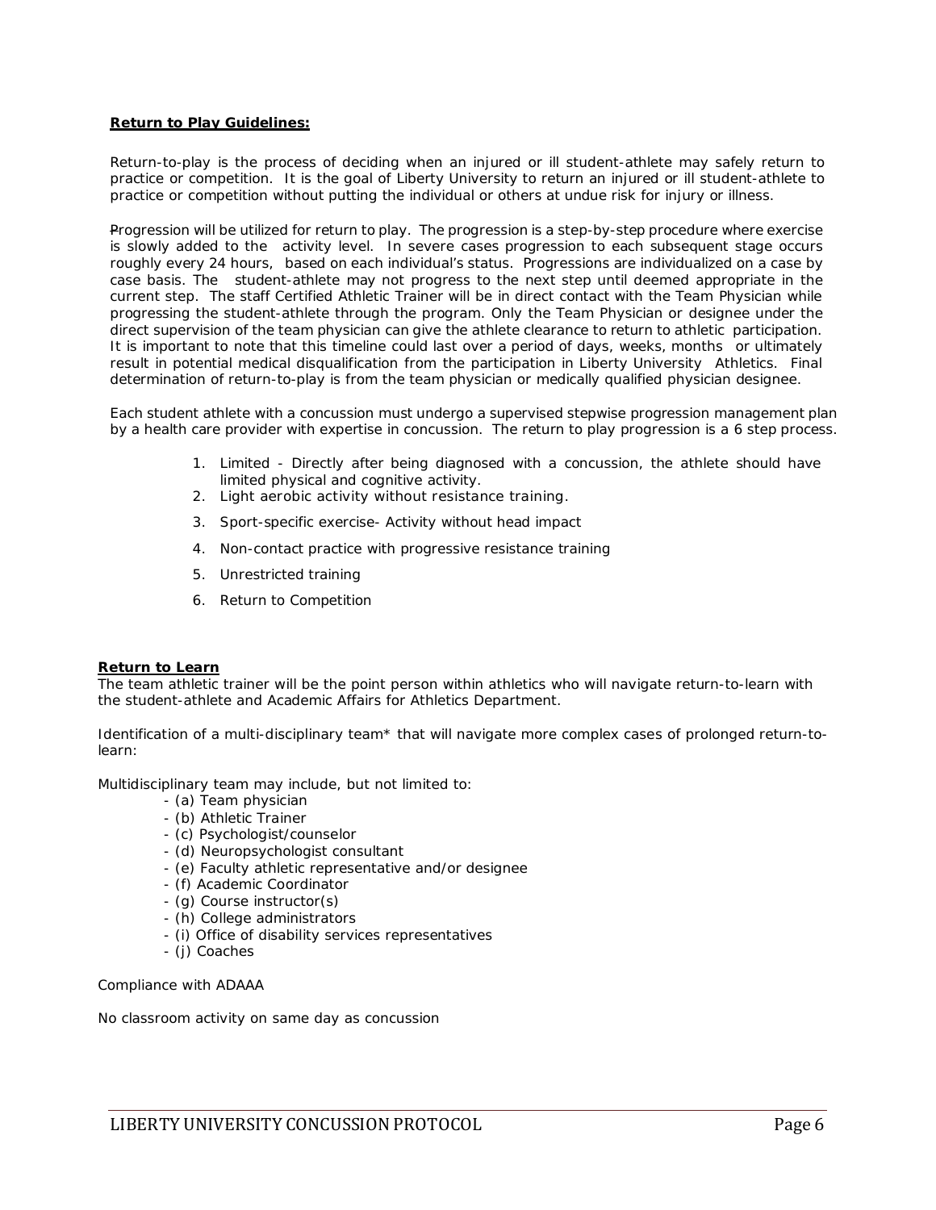**Return to Play Guidelines:**

Return-to-play is the process of deciding when an injured or ill student-athlete may safely return to practice or competition. It is the goal of Liberty University to return an injured or ill student-athlete to practice or competition without putting the individual or others at undue risk for injury or illness.

Progression will be utilized for return to play. The progression is a step-by-step procedure where exercise is slowly added to the activity level. In severe cases progression to each subsequent stage occurs roughly every 24 hours, based on each individual's status. Progressions are individualized on a case by case basis. The student-athlete may not progress to the next step until deemed appropriate in the current step. The staff Certified Athletic Trainer will be in direct contact with the Team Physician while progressing the student-athlete through the program. Only the Team Physician or designee under the direct supervision of the team physician can give the athlete clearance to return to athletic participation. It is important to note that this timeline could last over a period of days, weeks, months or ultimately result in potential medical disqualification from the participation in Liberty University Athletics. Final determination of return-to-play is from the team physician or medically qualified physician designee.

Each student athlete with a concussion must undergo a supervised stepwise progression management plan by a health care provider with expertise in concussion. The return to play progression is a 6 step process.

1. Limited - Directly after being diagnosed with a concussion, the athlete should have limited physical and cognitive activity.
2. Light aerobic activity without resistance training.
3. Sport-specific exercise- Activity without head impact
4. Non-contact practice with progressive resistance training
5. Unrestricted training
6. Return to Competition

**Return to Learn**

The team athletic trainer will be the point person within athletics who will navigate return-to-learn with the student-athlete and Academic Affairs for Athletics Department.

Identification of a multi-disciplinary team* that will navigate more complex cases of prolonged return-to-learn:

Multidisciplinary team may include, but not limited to:

- (a) Team physician
- (b) Athletic Trainer
- (c) Psychologist/counselor
- (d) Neuropsychologist consultant
- (e) Faculty athletic representative and/or designee
- (f) Academic Coordinator
- (g) Course instructor(s)
- (h) College administrators
- (i) Office of disability services representatives
- (j) Coaches

Compliance with ADAAA

No classroom activity on same day as concussion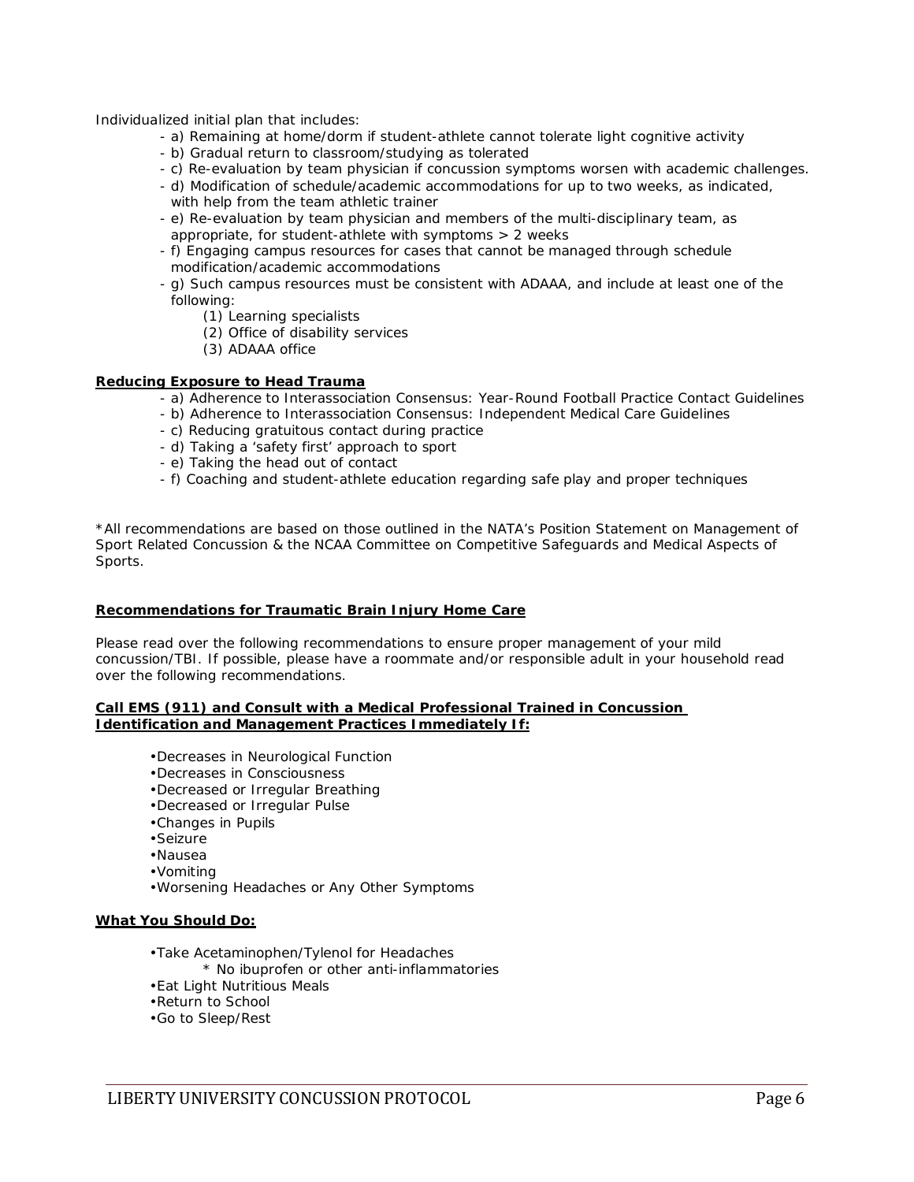Individualized initial plan that includes:

- a) Remaining at home/dorm if student-athlete cannot tolerate light cognitive activity
- b) Gradual return to classroom/studying as tolerated
- c) Re-evaluation by team physician if concussion symptoms worsen with academic challenges.
- d) Modification of schedule/academic accommodations for up to two weeks, as indicated, with help from the team athletic trainer
- e) Re-evaluation by team physician and members of the multi-disciplinary team, as appropriate, for student-athlete with symptoms > 2 weeks
- f) Engaging campus resources for cases that cannot be managed through schedule modification/academic accommodations
- g) Such campus resources must be consistent with ADAAA, and include at least one of the following:
    - (1) Learning specialists
    - (2) Office of disability services
    - (3) ADAAA office

**Reducing Exposure to Head Trauma**

- a) Adherence to Interassociation Consensus: Year-Round Football Practice Contact Guidelines
- b) Adherence to Interassociation Consensus: Independent Medical Care Guidelines
- c) Reducing gratuitous contact during practice
- d) Taking a 'safety first' approach to sport
- e) Taking the head out of contact
- f) Coaching and student-athlete education regarding safe play and proper techniques

*All recommendations are based on those outlined in the NATA's Position Statement on Management of Sport Related Concussion & the NCAA Committee on Competitive Safeguards and Medical Aspects of Sports.

**Recommendations for Traumatic Brain Injury Home Care**

Please read over the following recommendations to ensure proper management of your mild concussion/TBI. If possible, please have a roommate and/or responsible adult in your household read over the following recommendations.

**Call EMS (911) and Consult with a Medical Professional Trained in Concussion Identification and Management Practices Immediately If:**

- Decreases in Neurological Function
- Decreases in Consciousness
- Decreased or Irregular Breathing
- Decreased or Irregular Pulse
- Changes in Pupils
- Seizure
- Nausea
- Vomiting
- Worsening Headaches or Any Other Symptoms

**What You Should Do:**

- Take Acetaminophen/Tylenol for Headaches
    - * No ibuprofen or other anti-inflammatories
- Eat Light Nutritious Meals
- Return to School
- Go to Sleep/Rest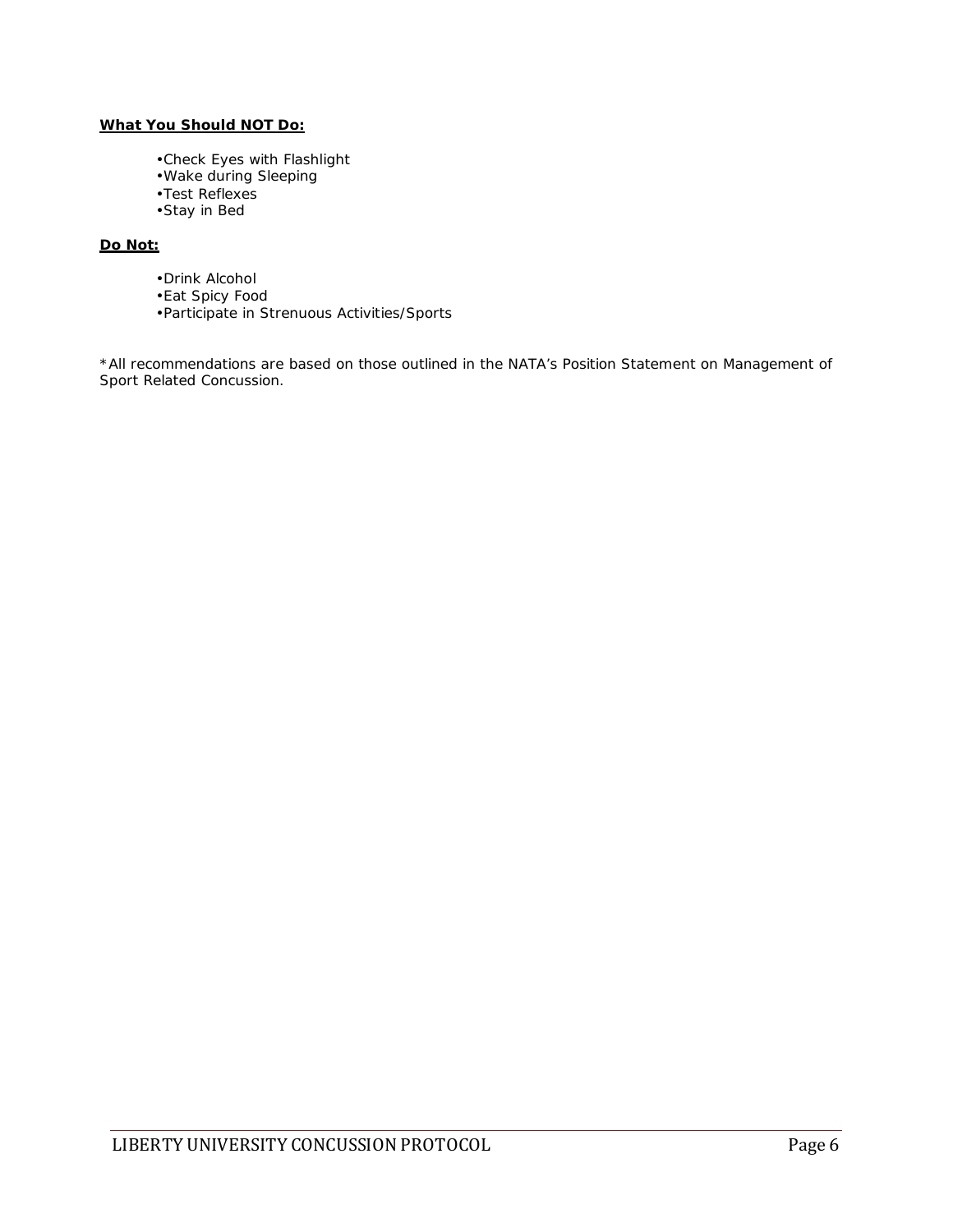**What You Should NOT Do:**

- Check Eyes with Flashlight
- Wake during Sleeping
- Test Reflexes
- Stay in Bed

**Do Not:**

- Drink Alcohol
- Eat Spicy Food
- Participate in Strenuous Activities/Sports

*All recommendations are based on those outlined in the NATA's Position Statement on Management of Sport Related Concussion.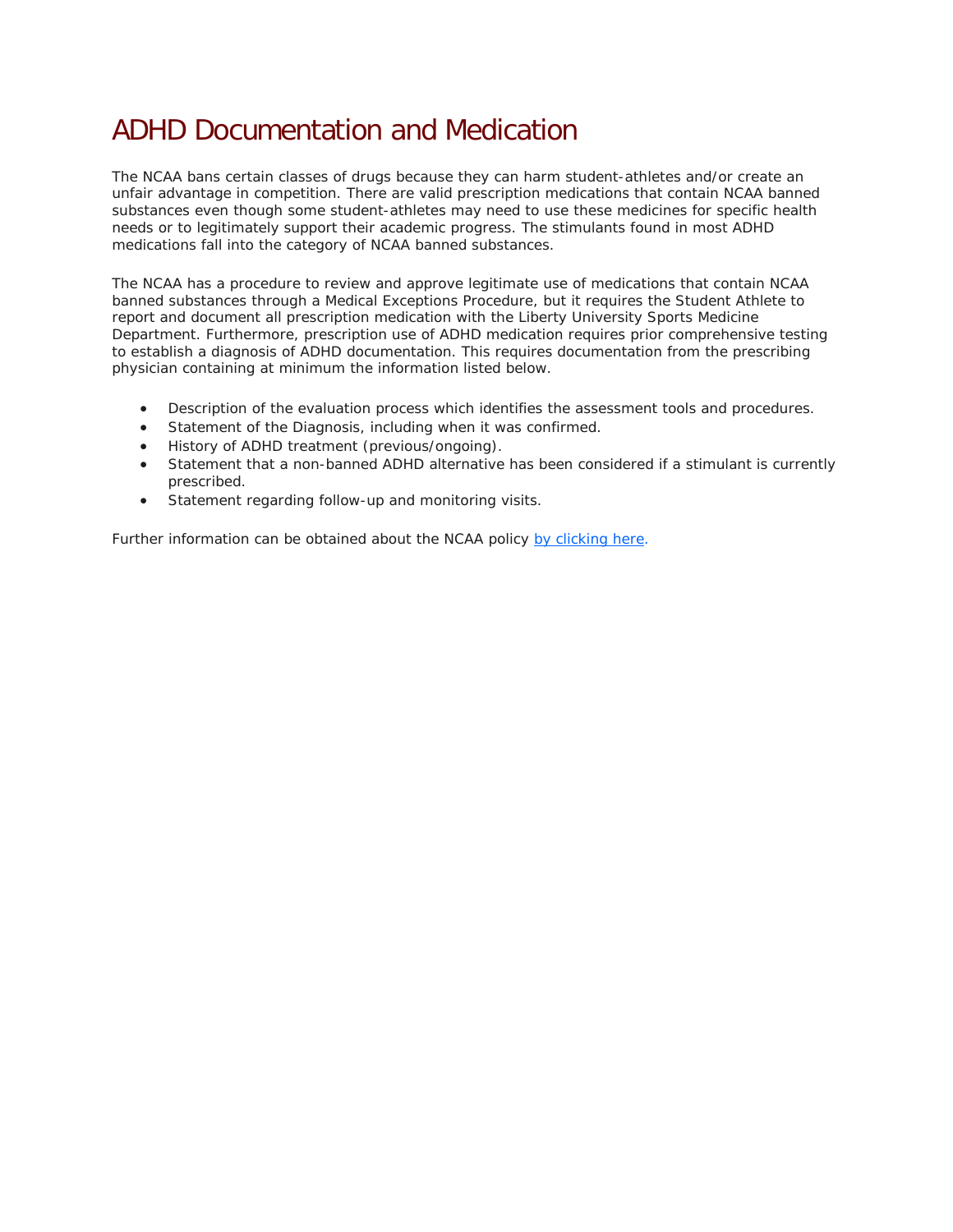# ADHD Documentation and Medication

The NCAA bans certain classes of drugs because they can harm student-athletes and/or create an unfair advantage in competition. There are valid prescription medications that contain NCAA banned substances even though some student-athletes may need to use these medicines for specific health needs or to legitimately support their academic progress. The stimulants found in most ADHD medications fall into the category of NCAA banned substances.

The NCAA has a procedure to review and approve legitimate use of medications that contain NCAA banned substances through a Medical Exceptions Procedure, but it requires the Student Athlete to report and document all prescription medication with the Liberty University Sports Medicine Department. Furthermore, prescription use of ADHD medication requires prior comprehensive testing to establish a diagnosis of ADHD documentation. This requires documentation from the prescribing physician containing at minimum the information listed below.

- Description of the evaluation process which identifies the assessment tools and procedures.
- Statement of the Diagnosis, including when it was confirmed.
- History of ADHD treatment (previous/ongoing).
- Statement that a non-banned ADHD alternative has been considered if a stimulant is currently prescribed.
- Statement regarding follow-up and monitoring visits.

Further information can be obtained about the NCAA policy by clicking here.